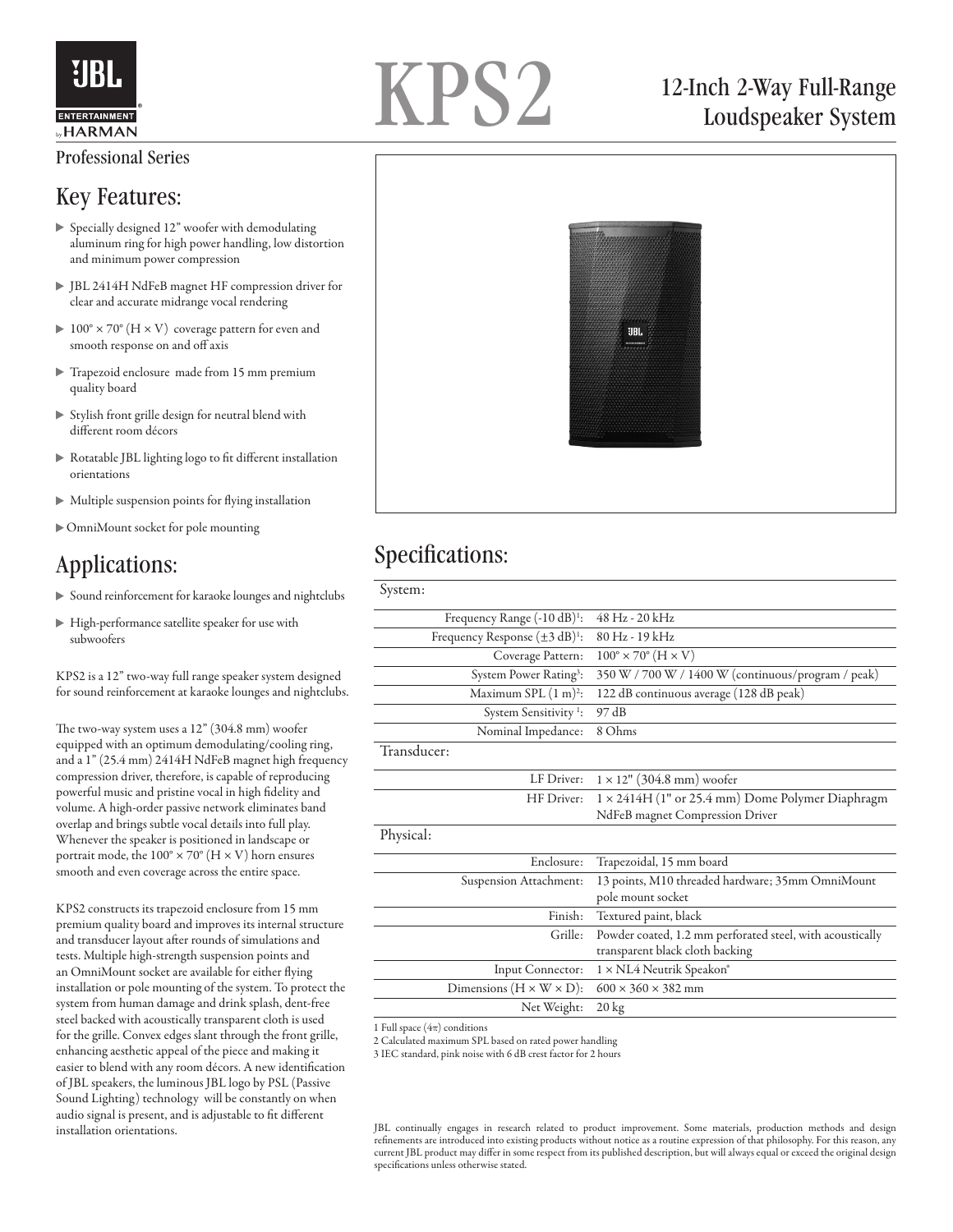# KPS2

## 12-Inch 2-Way Full-Range Loudspeaker System

Professional Series

## Key Features:

- Specially designed 12" woofer with demodulating aluminum ring for high power handling, low distortion and minimum power compression
- JBL 2414H NdFeB magnet HF compression driver for clear and accurate midrange vocal rendering
- 100° × 70° (H × V) coverage pattern for even and smooth response on and off axis
- Trapezoid enclosure made from 15 mm premium quality board
- Stylish front grille design for neutral blend with different room décors
- Rotatable JBL lighting logo to fit different installation orientations
- Multiple suspension points for flying installation
- OmniMount socket for pole mounting

## Applications:

- Sound reinforcement for karaoke lounges and nightclubs
- High-performance satellite speaker for use with subwoofers

KPS2 is a 12" two-way full range speaker system designed for sound reinforcement at karaoke lounges and nightclubs.

The two-way system uses a 12" (304.8 mm) woofer equipped with an optimum demodulating/cooling ring, and a 1" (25.4 mm) 2414H NdFeB magnet high frequency compression driver, therefore, is capable of reproducing powerful music and pristine vocal in high fidelity and volume. A high-order passive network eliminates band overlap and brings subtle vocal details into full play. Whenever the speaker is positioned in landscape or portrait mode, the 100° × 70° (H × V) horn ensures smooth and even coverage across the entire space.

KPS2 constructs its trapezoid enclosure from 15 mm premium quality board and improves its internal structure and transducer layout after rounds of simulations and tests. Multiple high-strength suspension points and an OmniMount socket are available for either flying installation or pole mounting of the system. To protect the system from human damage and drink splash, dent-free steel backed with acoustically transparent cloth is used for the grille. Convex edges slant through the front grille, enhancing aesthetic appeal of the piece and making it easier to blend with any room décors. A new identification of JBL speakers, the luminous JBL logo by PSL (Passive Sound Lighting) technology will be constantly on when audio signal is present, and is adjustable to fit different installation orientations.

## Specifications:

| System: | |
|---|---|
| Frequency Range (-10 dB)[1]: | 48 Hz - 20 kHz |
| Frequency Response (±3 dB)[1]: | 80 Hz - 19 kHz |
| Coverage Pattern: | 100° × 70° (H × V) |
| System Power Rating[3]: | 350 W / 700 W / 1400 W (continuous/program / peak) |
| Maximum SPL (1 m)[2]: | 122 dB continuous average (128 dB peak) |
| System Sensitivity [1]: | 97 dB |
| Nominal Impedance: | 8 Ohms |
| **Transducer:** | |
| LF Driver: | 1 × 12" (304.8 mm) woofer |
| HF Driver: | 1 × 2414H (1" or 25.4 mm) Dome Polymer Diaphragm NdFeB magnet Compression Driver |
| **Physical:** | |
| Enclosure: | Trapezoidal, 15 mm board |
| Suspension Attachment: | 13 points, M10 threaded hardware; 35mm OmniMount pole mount socket |
| Finish: | Textured paint, black |
| Grille: | Powder coated, 1.2 mm perforated steel, with acoustically transparent black cloth backing |
| Input Connector: | 1 × NL4 Neutrik Speakon® |
| Dimensions (H × W × D): | 600 × 360 × 382 mm |
| Net Weight: | 20 kg |

1 Full space (4π) conditions
2 Calculated maximum SPL based on rated power handling
3 IEC standard, pink noise with 6 dB crest factor for 2 hours

JBL continually engages in research related to product improvement. Some materials, production methods and design refinements are introduced into existing products without notice as a routine expression of that philosophy. For this reason, any current JBL product may differ in some respect from its published description, but will always equal or exceed the original design specifications unless otherwise stated.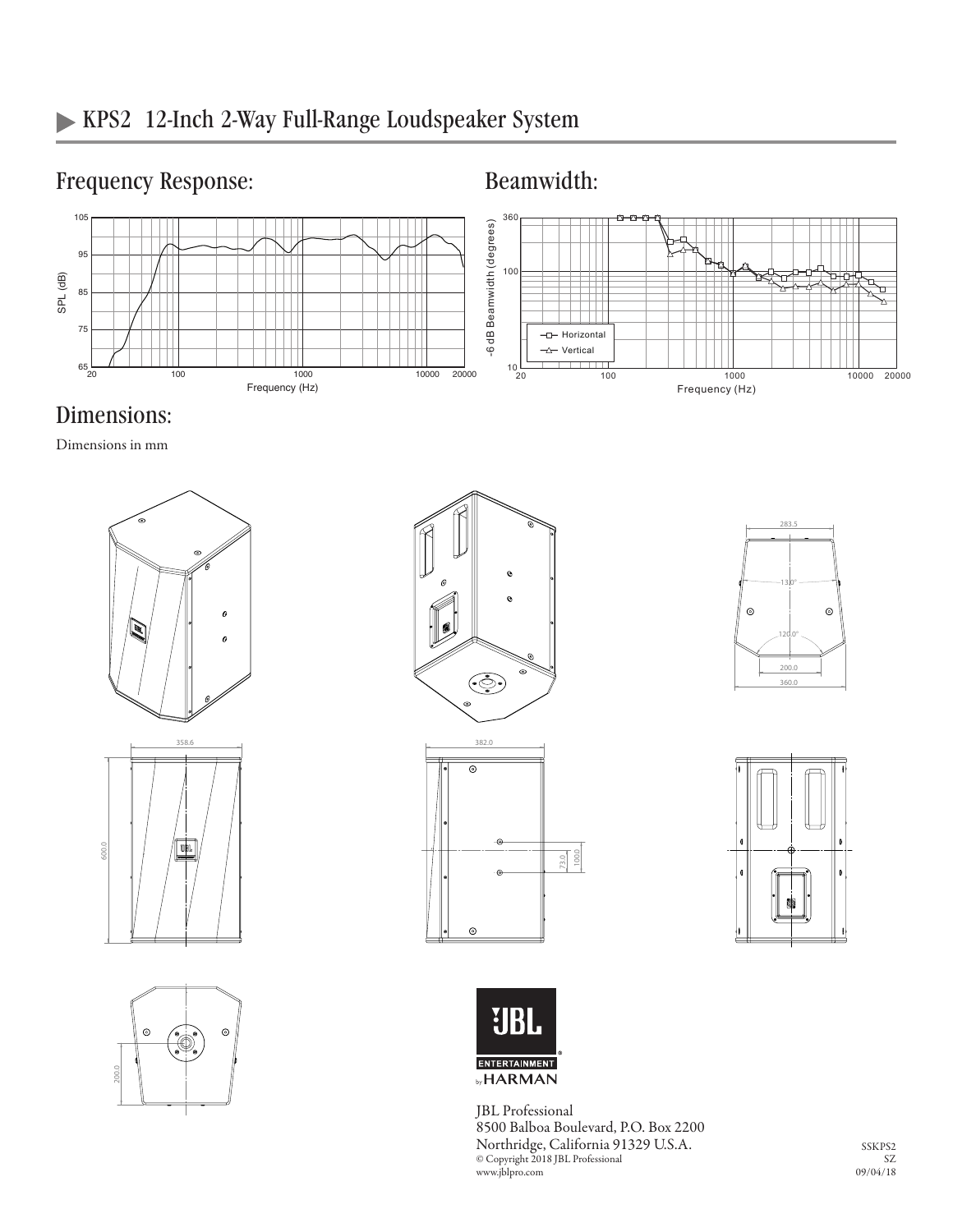# KPS2 12-Inch 2-Way Full-Range Loudspeaker System

## Frequency Response:

105
95
85
75
65
SPL (dB)
20
100
1000
10000
20000
Frequency (Hz)

## Beamwidth:

360
100
10
-6 dB Beamwidth (degrees)
20
100
1000
10000
20000
Frequency (Hz)
Horizontal
Vertical

## Dimensions:

Dimensions in mm

283.5
13.0°
120.0°
200.0
360.0

358.6
600.0

382.0
73.0
100.0

200.0

JBL Professional
8500 Balboa Boulevard, P.O. Box 2200
Northridge, California 91329 U.S.A.
© Copyright 2018 JBL Professional
www.jblpro.com

SSKPS2
SZ
09/04/18